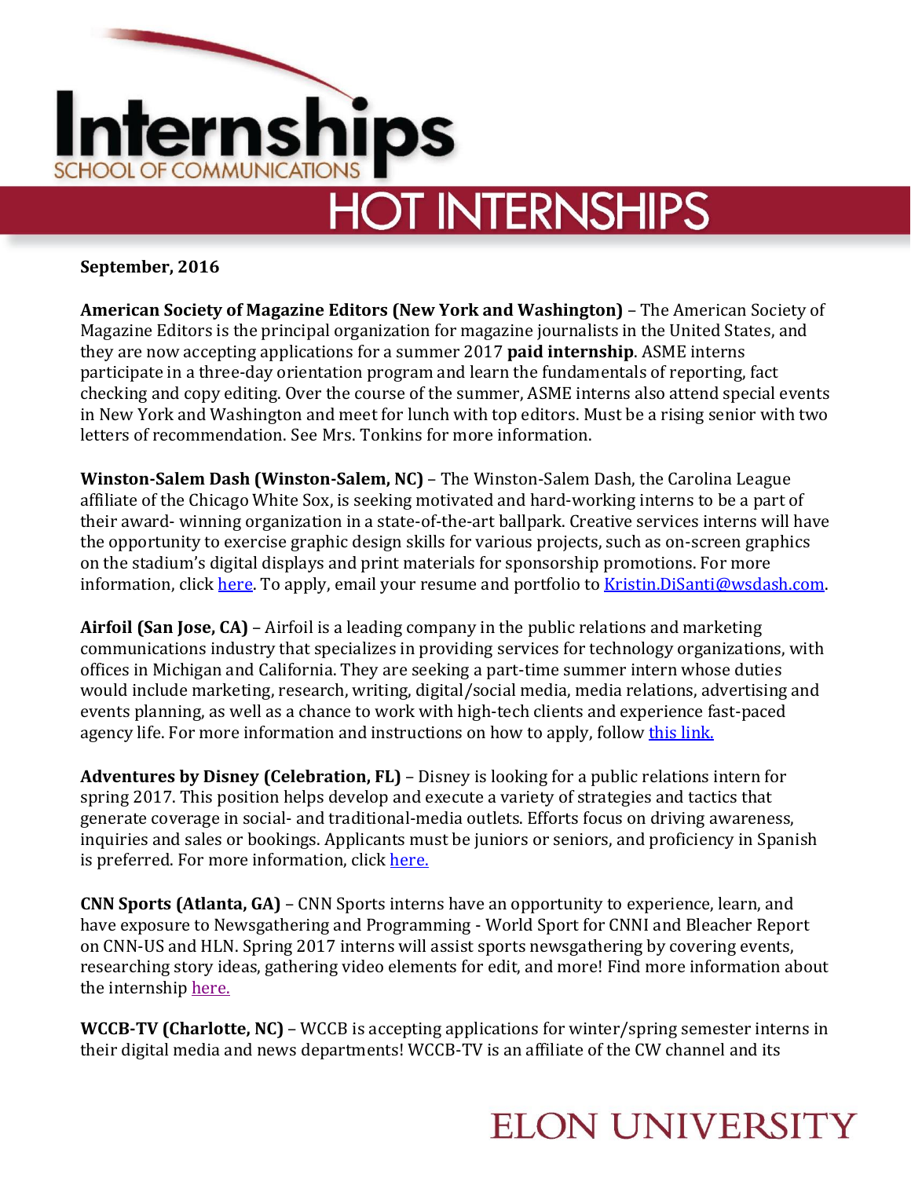# Internships

SCHOOL OF COMMUNICATIONS

## HOT INTERNSHIPS

**September, 2016**

**American Society of Magazine Editors (New York and Washington)** – The American Society of Magazine Editors is the principal organization for magazine journalists in the United States, and they are now accepting applications for a summer 2017 **paid internship**. ASME interns participate in a three-day orientation program and learn the fundamentals of reporting, fact checking and copy editing. Over the course of the summer, ASME interns also attend special events in New York and Washington and meet for lunch with top editors. Must be a rising senior with two letters of recommendation. See Mrs. Tonkins for more information.

**Winston-Salem Dash (Winston-Salem, NC)** – The Winston-Salem Dash, the Carolina League affiliate of the Chicago White Sox, is seeking motivated and hard-working interns to be a part of their award- winning organization in a state-of-the-art ballpark. Creative services interns will have the opportunity to exercise graphic design skills for various projects, such as on-screen graphics on the stadium's digital displays and print materials for sponsorship promotions. For more information, click here. To apply, email your resume and portfolio to Kristin.DiSanti@wsdash.com.

**Airfoil (San Jose, CA)** – Airfoil is a leading company in the public relations and marketing communications industry that specializes in providing services for technology organizations, with offices in Michigan and California. They are seeking a part-time summer intern whose duties would include marketing, research, writing, digital/social media, media relations, advertising and events planning, as well as a chance to work with high-tech clients and experience fast-paced agency life. For more information and instructions on how to apply, follow this link.

**Adventures by Disney (Celebration, FL)** – Disney is looking for a public relations intern for spring 2017. This position helps develop and execute a variety of strategies and tactics that generate coverage in social- and traditional-media outlets. Efforts focus on driving awareness, inquiries and sales or bookings. Applicants must be juniors or seniors, and proficiency in Spanish is preferred. For more information, click here.

**CNN Sports (Atlanta, GA)** – CNN Sports interns have an opportunity to experience, learn, and have exposure to Newsgathering and Programming - World Sport for CNNI and Bleacher Report on CNN-US and HLN. Spring 2017 interns will assist sports newsgathering by covering events, researching story ideas, gathering video elements for edit, and more! Find more information about the internship here.

**WCCB-TV (Charlotte, NC)** – WCCB is accepting applications for winter/spring semester interns in their digital media and news departments! WCCB-TV is an affiliate of the CW channel and its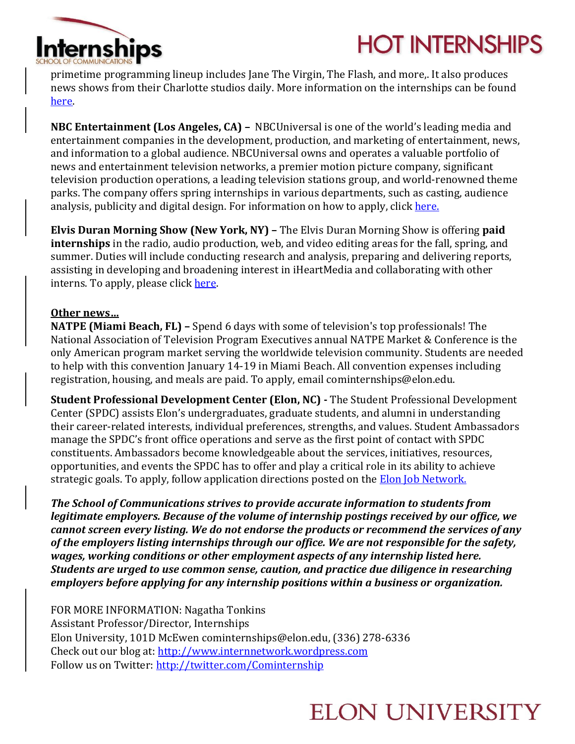primetime programming lineup includes Jane The Virgin, The Flash, and more,. It also produces news shows from their Charlotte studios daily. More information on the internships can be found here.

**NBC Entertainment (Los Angeles, CA) –** NBCUniversal is one of the world's leading media and entertainment companies in the development, production, and marketing of entertainment, news, and information to a global audience. NBCUniversal owns and operates a valuable portfolio of news and entertainment television networks, a premier motion picture company, significant television production operations, a leading television stations group, and world-renowned theme parks. The company offers spring internships in various departments, such as casting, audience analysis, publicity and digital design. For information on how to apply, click here.

**Elvis Duran Morning Show (New York, NY) –** The Elvis Duran Morning Show is offering **paid internships** in the radio, audio production, web, and video editing areas for the fall, spring, and summer. Duties will include conducting research and analysis, preparing and delivering reports, assisting in developing and broadening interest in iHeartMedia and collaborating with other interns. To apply, please click here.

**Other news…**

**NATPE (Miami Beach, FL) –** Spend 6 days with some of television's top professionals! The National Association of Television Program Executives annual NATPE Market & Conference is the only American program market serving the worldwide television community. Students are needed to help with this convention January 14-19 in Miami Beach. All convention expenses including registration, housing, and meals are paid. To apply, email cominternships@elon.edu.

**Student Professional Development Center (Elon, NC) -** The Student Professional Development Center (SPDC) assists Elon's undergraduates, graduate students, and alumni in understanding their career-related interests, individual preferences, strengths, and values. Student Ambassadors manage the SPDC's front office operations and serve as the first point of contact with SPDC constituents. Ambassadors become knowledgeable about the services, initiatives, resources, opportunities, and events the SPDC has to offer and play a critical role in its ability to achieve strategic goals. To apply, follow application directions posted on the Elon Job Network.

***The School of Communications strives to provide accurate information to students from legitimate employers. Because of the volume of internship postings received by our office, we cannot screen every listing. We do not endorse the products or recommend the services of any of the employers listing internships through our office. We are not responsible for the safety, wages, working conditions or other employment aspects of any internship listed here. Students are urged to use common sense, caution, and practice due diligence in researching employers before applying for any internship positions within a business or organization.***

FOR MORE INFORMATION: Nagatha Tonkins
Assistant Professor/Director, Internships
Elon University, 101D McEwen cominternships@elon.edu, (336) 278-6336
Check out our blog at: http://www.internnetwork.wordpress.com
Follow us on Twitter: http://twitter.com/Cominternship